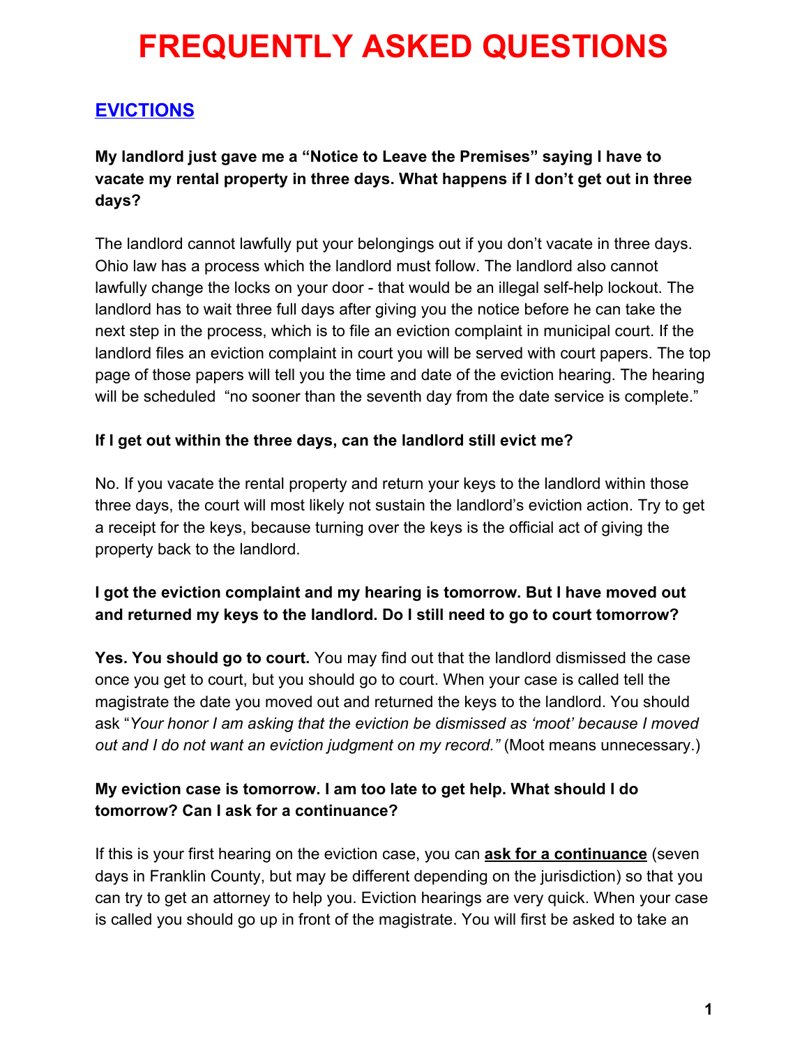# FREQUENTLY ASKED QUESTIONS

## EVICTIONS

**My landlord just gave me a "Notice to Leave the Premises" saying I have to vacate my rental property in three days. What happens if I don't get out in three days?**

The landlord cannot lawfully put your belongings out if you don't vacate in three days. Ohio law has a process which the landlord must follow. The landlord also cannot lawfully change the locks on your door - that would be an illegal self-help lockout. The landlord has to wait three full days after giving you the notice before he can take the next step in the process, which is to file an eviction complaint in municipal court. If the landlord files an eviction complaint in court you will be served with court papers. The top page of those papers will tell you the time and date of the eviction hearing. The hearing will be scheduled "no sooner than the seventh day from the date service is complete."

**If I get out within the three days, can the landlord still evict me?**

No. If you vacate the rental property and return your keys to the landlord within those three days, the court will most likely not sustain the landlord's eviction action. Try to get a receipt for the keys, because turning over the keys is the official act of giving the property back to the landlord.

**I got the eviction complaint and my hearing is tomorrow. But I have moved out and returned my keys to the landlord. Do I still need to go to court tomorrow?**

**Yes. You should go to court.** You may find out that the landlord dismissed the case once you get to court, but you should go to court. When your case is called tell the magistrate the date you moved out and returned the keys to the landlord. You should ask "*Your honor I am asking that the eviction be dismissed as 'moot' because I moved out and I do not want an eviction judgment on my record."* (Moot means unnecessary.)

**My eviction case is tomorrow. I am too late to get help. What should I do tomorrow? Can I ask for a continuance?**

If this is your first hearing on the eviction case, you can **ask for a continuance** (seven days in Franklin County, but may be different depending on the jurisdiction) so that you can try to get an attorney to help you. Eviction hearings are very quick. When your case is called you should go up in front of the magistrate. You will first be asked to take an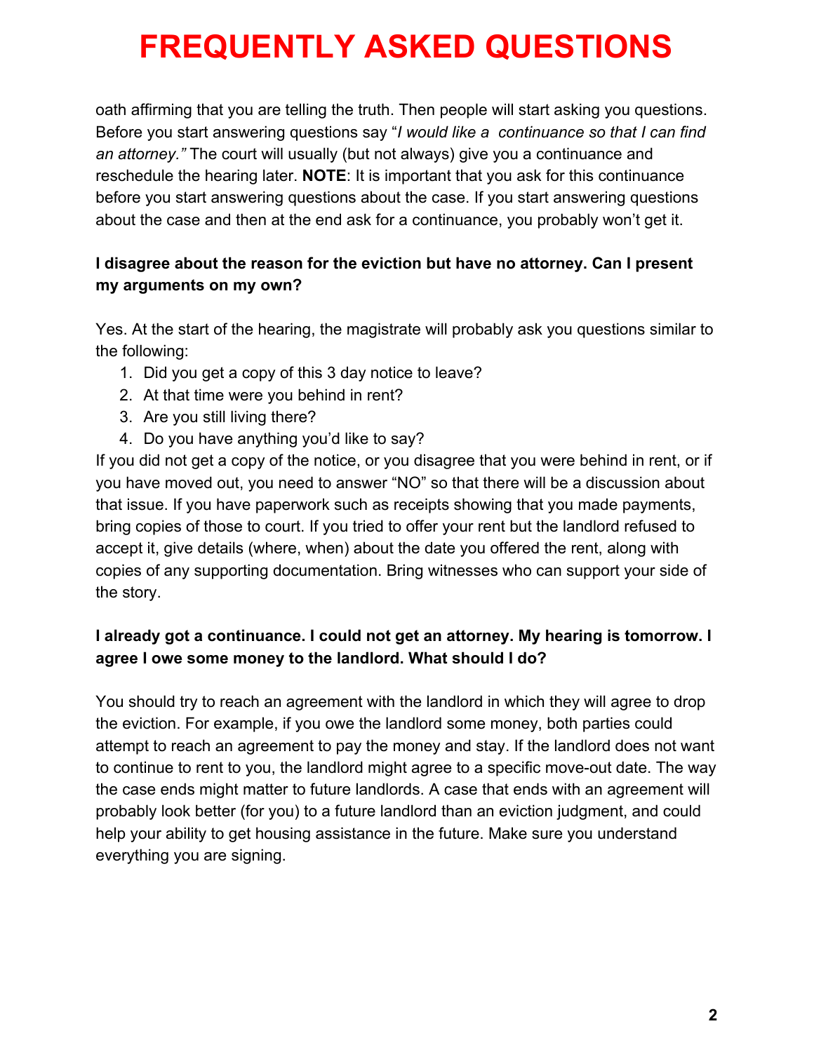oath affirming that you are telling the truth. Then people will start asking you questions. Before you start answering questions say "*I would like a continuance so that I can find an attorney."* The court will usually (but not always) give you a continuance and reschedule the hearing later. **NOTE**: It is important that you ask for this continuance before you start answering questions about the case. If you start answering questions about the case and then at the end ask for a continuance, you probably won't get it.

**I disagree about the reason for the eviction but have no attorney. Can I present my arguments on my own?**

Yes. At the start of the hearing, the magistrate will probably ask you questions similar to the following:

1. Did you get a copy of this 3 day notice to leave?
2. At that time were you behind in rent?
3. Are you still living there?
4. Do you have anything you'd like to say?

If you did not get a copy of the notice, or you disagree that you were behind in rent, or if you have moved out, you need to answer "NO" so that there will be a discussion about that issue. If you have paperwork such as receipts showing that you made payments, bring copies of those to court. If you tried to offer your rent but the landlord refused to accept it, give details (where, when) about the date you offered the rent, along with copies of any supporting documentation. Bring witnesses who can support your side of the story.

**I already got a continuance. I could not get an attorney. My hearing is tomorrow. I agree I owe some money to the landlord. What should I do?**

You should try to reach an agreement with the landlord in which they will agree to drop the eviction. For example, if you owe the landlord some money, both parties could attempt to reach an agreement to pay the money and stay. If the landlord does not want to continue to rent to you, the landlord might agree to a specific move-out date. The way the case ends might matter to future landlords. A case that ends with an agreement will probably look better (for you) to a future landlord than an eviction judgment, and could help your ability to get housing assistance in the future. Make sure you understand everything you are signing.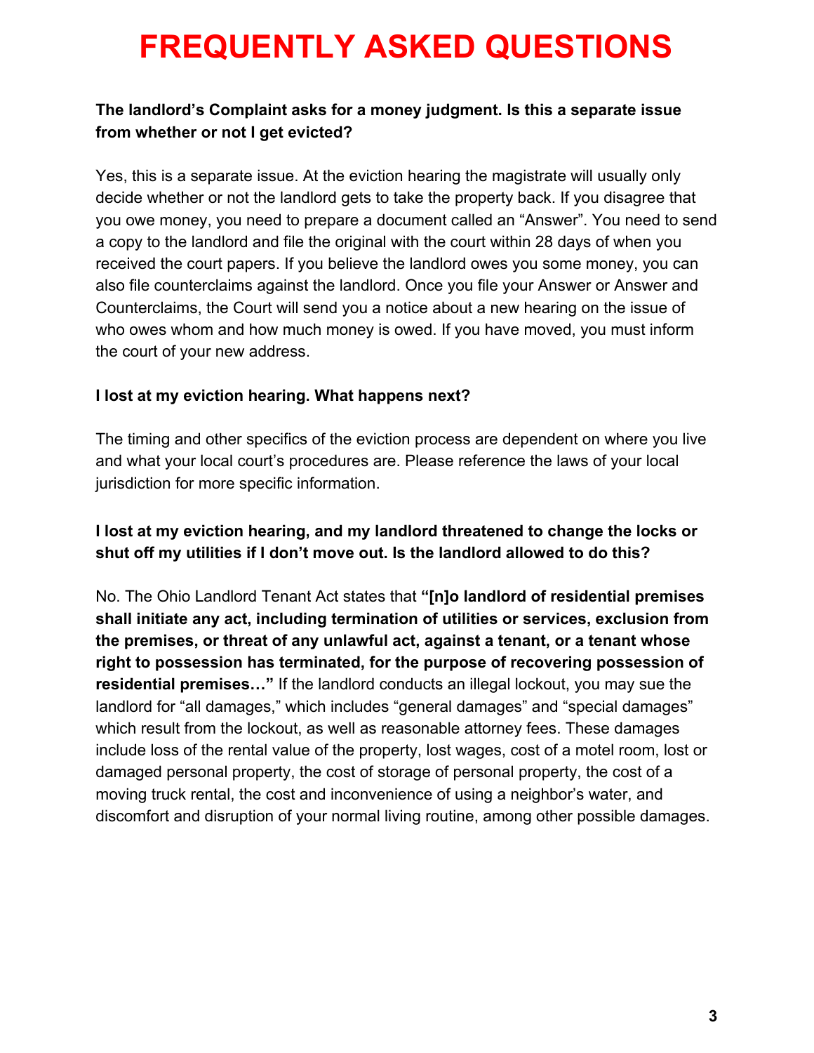# FREQUENTLY ASKED QUESTIONS

**The landlord's Complaint asks for a money judgment. Is this a separate issue from whether or not I get evicted?**

Yes, this is a separate issue. At the eviction hearing the magistrate will usually only decide whether or not the landlord gets to take the property back. If you disagree that you owe money, you need to prepare a document called an "Answer". You need to send a copy to the landlord and file the original with the court within 28 days of when you received the court papers. If you believe the landlord owes you some money, you can also file counterclaims against the landlord. Once you file your Answer or Answer and Counterclaims, the Court will send you a notice about a new hearing on the issue of who owes whom and how much money is owed. If you have moved, you must inform the court of your new address.

**I lost at my eviction hearing. What happens next?**

The timing and other specifics of the eviction process are dependent on where you live and what your local court's procedures are. Please reference the laws of your local jurisdiction for more specific information.

**I lost at my eviction hearing, and my landlord threatened to change the locks or shut off my utilities if I don't move out. Is the landlord allowed to do this?**

No. The Ohio Landlord Tenant Act states that **"[n]o landlord of residential premises shall initiate any act, including termination of utilities or services, exclusion from the premises, or threat of any unlawful act, against a tenant, or a tenant whose right to possession has terminated, for the purpose of recovering possession of residential premises…"** If the landlord conducts an illegal lockout, you may sue the landlord for "all damages," which includes "general damages" and "special damages" which result from the lockout, as well as reasonable attorney fees. These damages include loss of the rental value of the property, lost wages, cost of a motel room, lost or damaged personal property, the cost of storage of personal property, the cost of a moving truck rental, the cost and inconvenience of using a neighbor's water, and discomfort and disruption of your normal living routine, among other possible damages.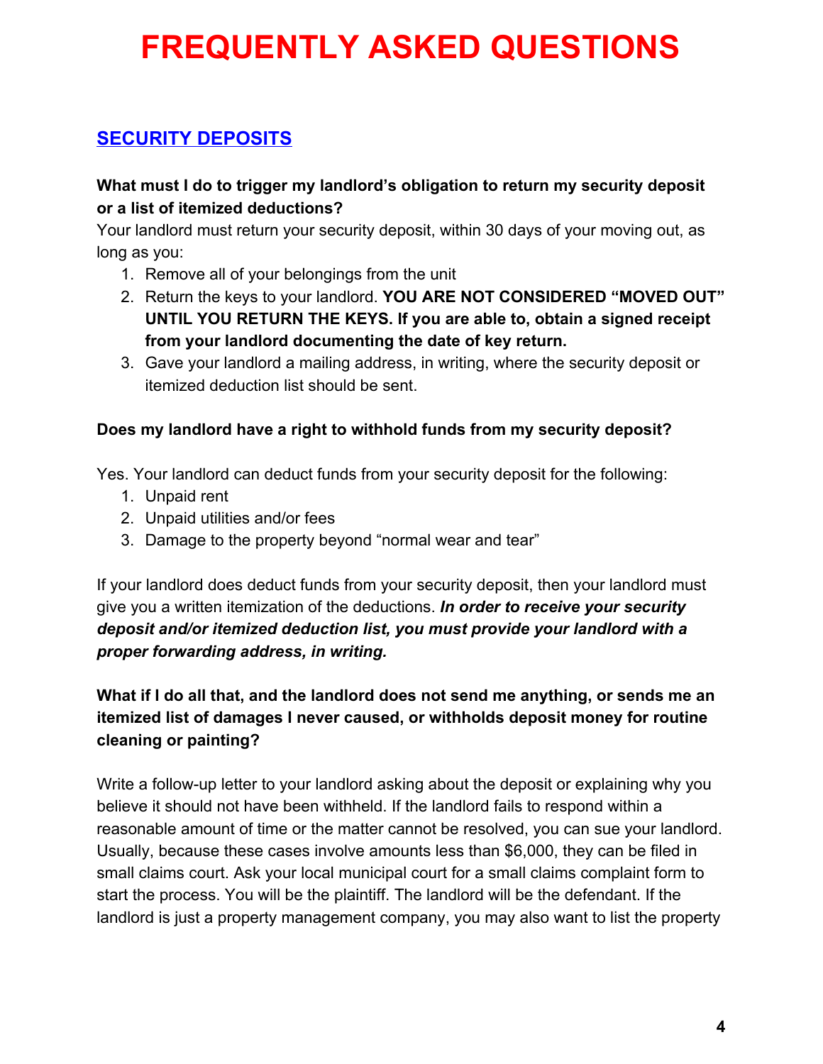# FREQUENTLY ASKED QUESTIONS

## SECURITY DEPOSITS

**What must I do to trigger my landlord's obligation to return my security deposit or a list of itemized deductions?**

Your landlord must return your security deposit, within 30 days of your moving out, as long as you:

1. Remove all of your belongings from the unit
2. Return the keys to your landlord. **YOU ARE NOT CONSIDERED "MOVED OUT" UNTIL YOU RETURN THE KEYS. If you are able to, obtain a signed receipt from your landlord documenting the date of key return.**
3. Gave your landlord a mailing address, in writing, where the security deposit or itemized deduction list should be sent.

**Does my landlord have a right to withhold funds from my security deposit?**

Yes. Your landlord can deduct funds from your security deposit for the following:

1. Unpaid rent
2. Unpaid utilities and/or fees
3. Damage to the property beyond "normal wear and tear"

If your landlord does deduct funds from your security deposit, then your landlord must give you a written itemization of the deductions. ***In order to receive your security deposit and/or itemized deduction list, you must provide your landlord with a proper forwarding address, in writing.***

**What if I do all that, and the landlord does not send me anything, or sends me an itemized list of damages I never caused, or withholds deposit money for routine cleaning or painting?**

Write a follow-up letter to your landlord asking about the deposit or explaining why you believe it should not have been withheld. If the landlord fails to respond within a reasonable amount of time or the matter cannot be resolved, you can sue your landlord. Usually, because these cases involve amounts less than $6,000, they can be filed in small claims court. Ask your local municipal court for a small claims complaint form to start the process. You will be the plaintiff. The landlord will be the defendant. If the landlord is just a property management company, you may also want to list the property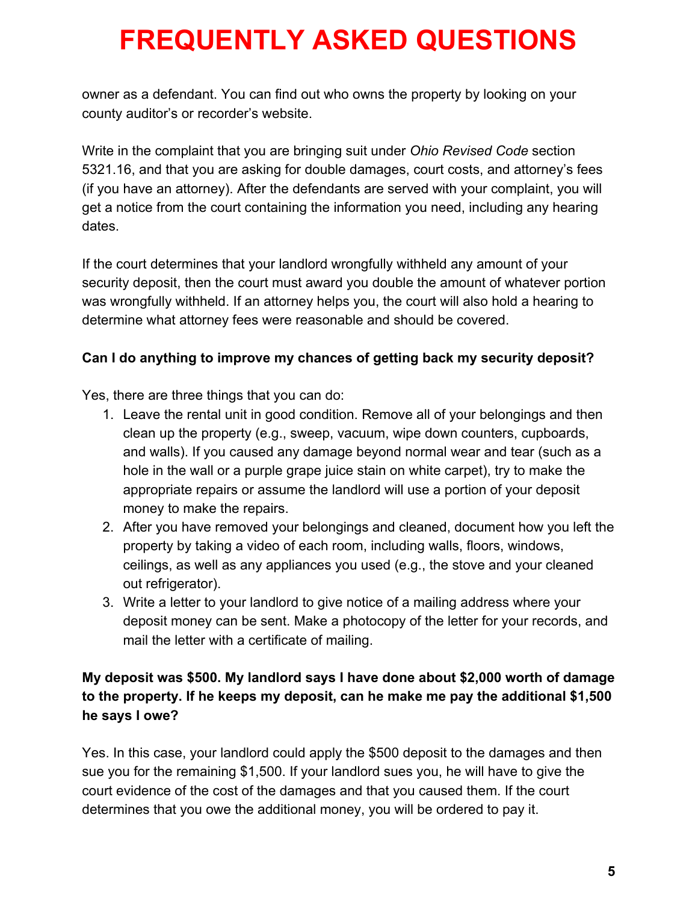owner as a defendant. You can find out who owns the property by looking on your county auditor's or recorder's website.

Write in the complaint that you are bringing suit under *Ohio Revised Code* section 5321.16, and that you are asking for double damages, court costs, and attorney's fees (if you have an attorney). After the defendants are served with your complaint, you will get a notice from the court containing the information you need, including any hearing dates.

If the court determines that your landlord wrongfully withheld any amount of your security deposit, then the court must award you double the amount of whatever portion was wrongfully withheld. If an attorney helps you, the court will also hold a hearing to determine what attorney fees were reasonable and should be covered.

**Can I do anything to improve my chances of getting back my security deposit?**

Yes, there are three things that you can do:

1. Leave the rental unit in good condition. Remove all of your belongings and then clean up the property (e.g., sweep, vacuum, wipe down counters, cupboards, and walls). If you caused any damage beyond normal wear and tear (such as a hole in the wall or a purple grape juice stain on white carpet), try to make the appropriate repairs or assume the landlord will use a portion of your deposit money to make the repairs.
2. After you have removed your belongings and cleaned, document how you left the property by taking a video of each room, including walls, floors, windows, ceilings, as well as any appliances you used (e.g., the stove and your cleaned out refrigerator).
3. Write a letter to your landlord to give notice of a mailing address where your deposit money can be sent. Make a photocopy of the letter for your records, and mail the letter with a certificate of mailing.

**My deposit was $500. My landlord says I have done about $2,000 worth of damage to the property. If he keeps my deposit, can he make me pay the additional $1,500 he says I owe?**

Yes. In this case, your landlord could apply the $500 deposit to the damages and then sue you for the remaining $1,500. If your landlord sues you, he will have to give the court evidence of the cost of the damages and that you caused them. If the court determines that you owe the additional money, you will be ordered to pay it.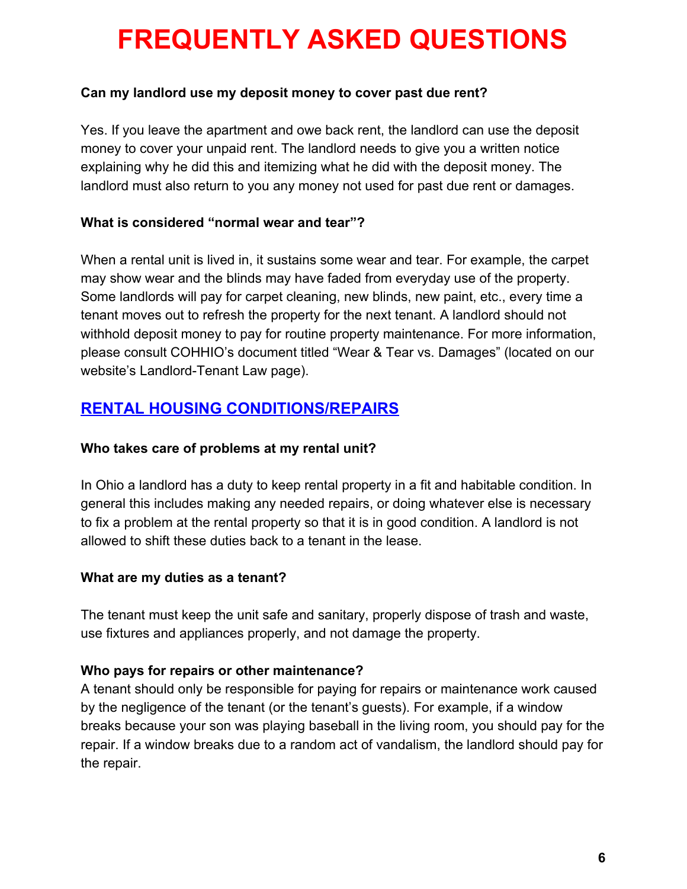# FREQUENTLY ASKED QUESTIONS

**Can my landlord use my deposit money to cover past due rent?**

Yes. If you leave the apartment and owe back rent, the landlord can use the deposit money to cover your unpaid rent. The landlord needs to give you a written notice explaining why he did this and itemizing what he did with the deposit money. The landlord must also return to you any money not used for past due rent or damages.

**What is considered "normal wear and tear"?**

When a rental unit is lived in, it sustains some wear and tear. For example, the carpet may show wear and the blinds may have faded from everyday use of the property. Some landlords will pay for carpet cleaning, new blinds, new paint, etc., every time a tenant moves out to refresh the property for the next tenant. A landlord should not withhold deposit money to pay for routine property maintenance. For more information, please consult COHHIO's document titled "Wear & Tear vs. Damages" (located on our website's Landlord-Tenant Law page).

## RENTAL HOUSING CONDITIONS/REPAIRS

**Who takes care of problems at my rental unit?**

In Ohio a landlord has a duty to keep rental property in a fit and habitable condition. In general this includes making any needed repairs, or doing whatever else is necessary to fix a problem at the rental property so that it is in good condition. A landlord is not allowed to shift these duties back to a tenant in the lease.

**What are my duties as a tenant?**

The tenant must keep the unit safe and sanitary, properly dispose of trash and waste, use fixtures and appliances properly, and not damage the property.

**Who pays for repairs or other maintenance?**

A tenant should only be responsible for paying for repairs or maintenance work caused by the negligence of the tenant (or the tenant's guests). For example, if a window breaks because your son was playing baseball in the living room, you should pay for the repair. If a window breaks due to a random act of vandalism, the landlord should pay for the repair.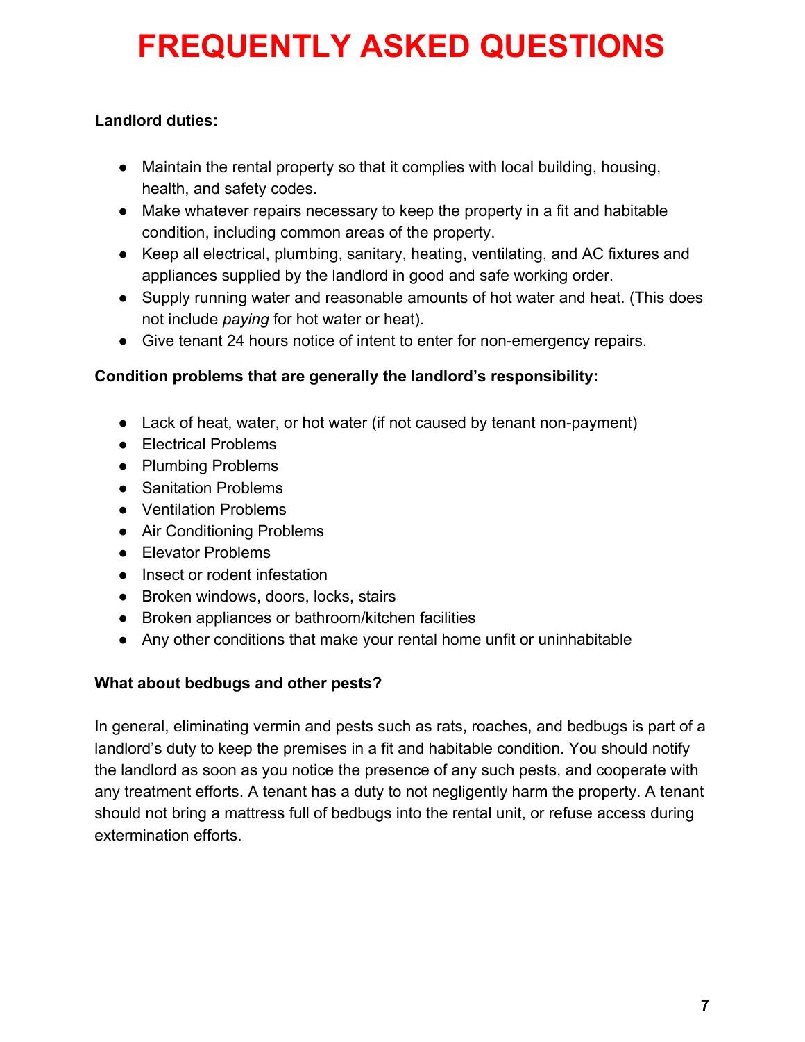# FREQUENTLY ASKED QUESTIONS

**Landlord duties:**

- Maintain the rental property so that it complies with local building, housing, health, and safety codes.
- Make whatever repairs necessary to keep the property in a fit and habitable condition, including common areas of the property.
- Keep all electrical, plumbing, sanitary, heating, ventilating, and AC fixtures and appliances supplied by the landlord in good and safe working order.
- Supply running water and reasonable amounts of hot water and heat. (This does not include *paying* for hot water or heat).
- Give tenant 24 hours notice of intent to enter for non-emergency repairs.

**Condition problems that are generally the landlord's responsibility:**

- Lack of heat, water, or hot water (if not caused by tenant non-payment)
- Electrical Problems
- Plumbing Problems
- Sanitation Problems
- Ventilation Problems
- Air Conditioning Problems
- Elevator Problems
- Insect or rodent infestation
- Broken windows, doors, locks, stairs
- Broken appliances or bathroom/kitchen facilities
- Any other conditions that make your rental home unfit or uninhabitable

**What about bedbugs and other pests?**

In general, eliminating vermin and pests such as rats, roaches, and bedbugs is part of a landlord's duty to keep the premises in a fit and habitable condition. You should notify the landlord as soon as you notice the presence of any such pests, and cooperate with any treatment efforts. A tenant has a duty to not negligently harm the property. A tenant should not bring a mattress full of bedbugs into the rental unit, or refuse access during extermination efforts.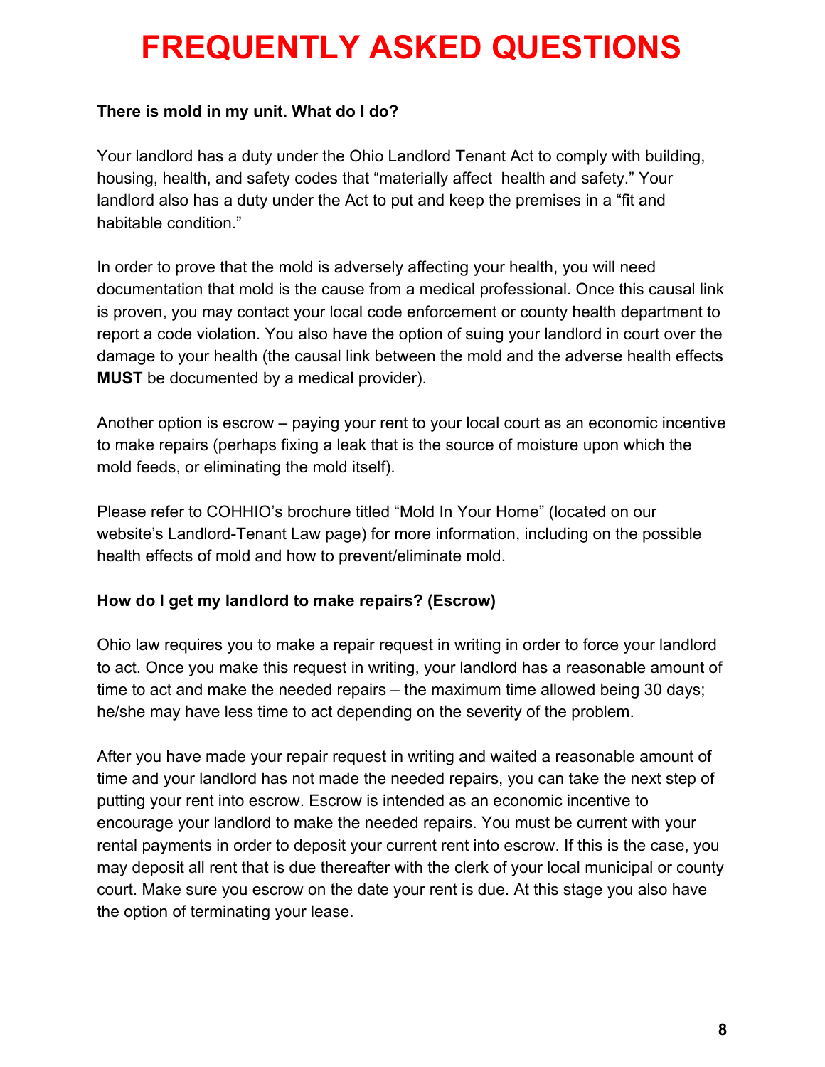# FREQUENTLY ASKED QUESTIONS

**There is mold in my unit. What do I do?**

Your landlord has a duty under the Ohio Landlord Tenant Act to comply with building, housing, health, and safety codes that "materially affect health and safety." Your landlord also has a duty under the Act to put and keep the premises in a "fit and habitable condition."

In order to prove that the mold is adversely affecting your health, you will need documentation that mold is the cause from a medical professional. Once this causal link is proven, you may contact your local code enforcement or county health department to report a code violation. You also have the option of suing your landlord in court over the damage to your health (the causal link between the mold and the adverse health effects **MUST** be documented by a medical provider).

Another option is escrow – paying your rent to your local court as an economic incentive to make repairs (perhaps fixing a leak that is the source of moisture upon which the mold feeds, or eliminating the mold itself).

Please refer to COHHIO's brochure titled "Mold In Your Home" (located on our website's Landlord-Tenant Law page) for more information, including on the possible health effects of mold and how to prevent/eliminate mold.

**How do I get my landlord to make repairs? (Escrow)**

Ohio law requires you to make a repair request in writing in order to force your landlord to act. Once you make this request in writing, your landlord has a reasonable amount of time to act and make the needed repairs – the maximum time allowed being 30 days; he/she may have less time to act depending on the severity of the problem.

After you have made your repair request in writing and waited a reasonable amount of time and your landlord has not made the needed repairs, you can take the next step of putting your rent into escrow. Escrow is intended as an economic incentive to encourage your landlord to make the needed repairs. You must be current with your rental payments in order to deposit your current rent into escrow. If this is the case, you may deposit all rent that is due thereafter with the clerk of your local municipal or county court. Make sure you escrow on the date your rent is due. At this stage you also have the option of terminating your lease.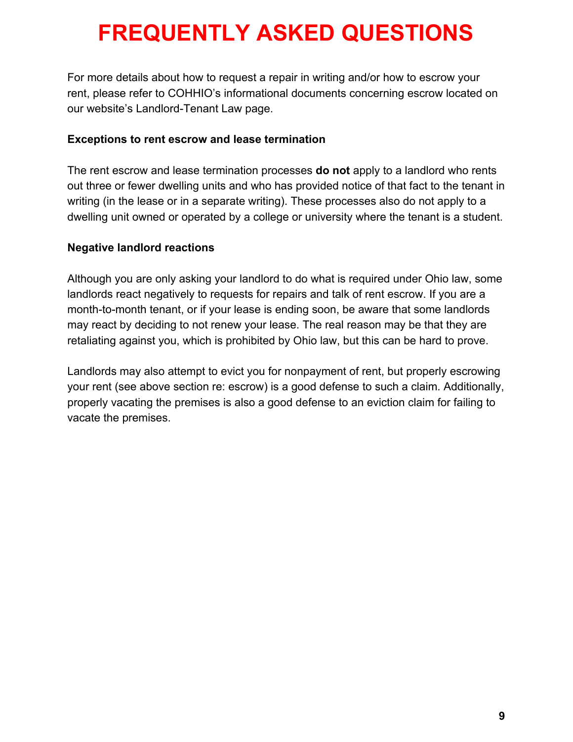# FREQUENTLY ASKED QUESTIONS

For more details about how to request a repair in writing and/or how to escrow your rent, please refer to COHHIO's informational documents concerning escrow located on our website's Landlord-Tenant Law page.

**Exceptions to rent escrow and lease termination**

The rent escrow and lease termination processes **do not** apply to a landlord who rents out three or fewer dwelling units and who has provided notice of that fact to the tenant in writing (in the lease or in a separate writing). These processes also do not apply to a dwelling unit owned or operated by a college or university where the tenant is a student.

**Negative landlord reactions**

Although you are only asking your landlord to do what is required under Ohio law, some landlords react negatively to requests for repairs and talk of rent escrow. If you are a month-to-month tenant, or if your lease is ending soon, be aware that some landlords may react by deciding to not renew your lease. The real reason may be that they are retaliating against you, which is prohibited by Ohio law, but this can be hard to prove.

Landlords may also attempt to evict you for nonpayment of rent, but properly escrowing your rent (see above section re: escrow) is a good defense to such a claim. Additionally, properly vacating the premises is also a good defense to an eviction claim for failing to vacate the premises.